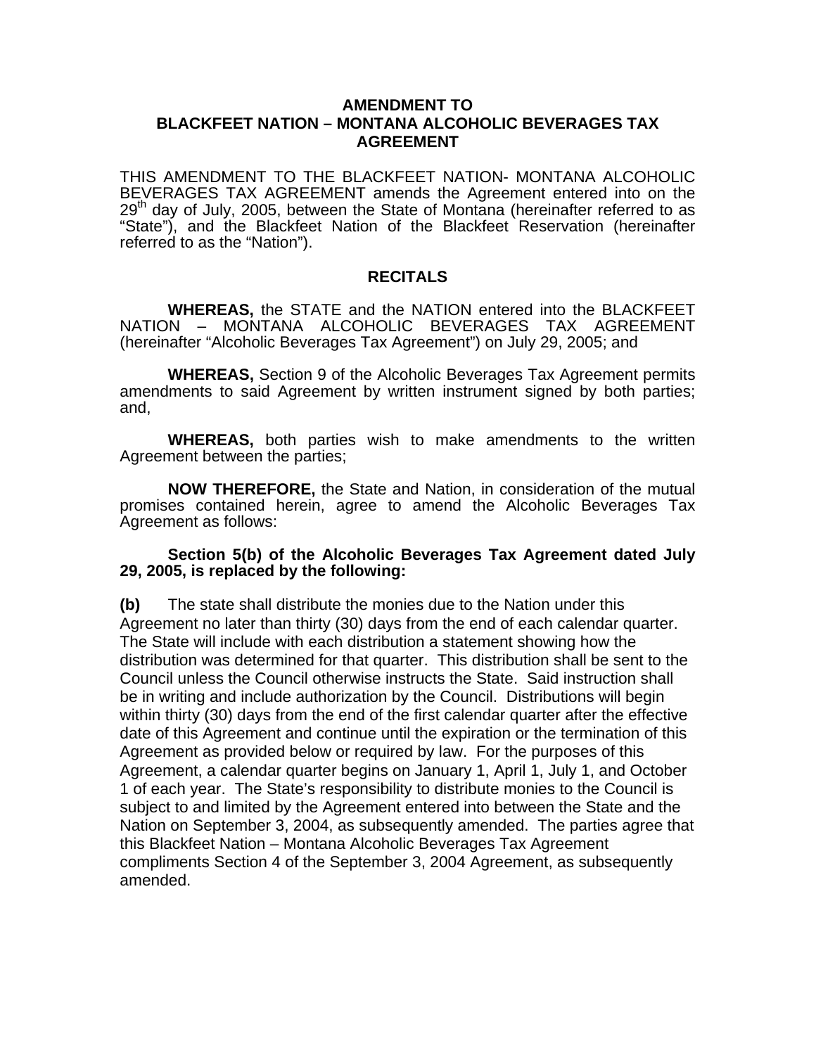# AMENDMENT TO BLACKFEET NATION – MONTANA ALCOHOLIC BEVERAGES TAX AGREEMENT

THIS AMENDMENT TO THE BLACKFEET NATION- MONTANA ALCOHOLIC BEVERAGES TAX AGREEMENT amends the Agreement entered into on the 29th day of July, 2005, between the State of Montana (hereinafter referred to as "State"), and the Blackfeet Nation of the Blackfeet Reservation (hereinafter referred to as the "Nation").

## RECITALS

**WHEREAS,** the STATE and the NATION entered into the BLACKFEET NATION – MONTANA ALCOHOLIC BEVERAGES TAX AGREEMENT (hereinafter "Alcoholic Beverages Tax Agreement") on July 29, 2005; and

**WHEREAS,** Section 9 of the Alcoholic Beverages Tax Agreement permits amendments to said Agreement by written instrument signed by both parties; and,

**WHEREAS,** both parties wish to make amendments to the written Agreement between the parties;

**NOW THEREFORE,** the State and Nation, in consideration of the mutual promises contained herein, agree to amend the Alcoholic Beverages Tax Agreement as follows:

**Section 5(b) of the Alcoholic Beverages Tax Agreement dated July 29, 2005, is replaced by the following:**

**(b)** The state shall distribute the monies due to the Nation under this Agreement no later than thirty (30) days from the end of each calendar quarter. The State will include with each distribution a statement showing how the distribution was determined for that quarter. This distribution shall be sent to the Council unless the Council otherwise instructs the State. Said instruction shall be in writing and include authorization by the Council. Distributions will begin within thirty (30) days from the end of the first calendar quarter after the effective date of this Agreement and continue until the expiration or the termination of this Agreement as provided below or required by law. For the purposes of this Agreement, a calendar quarter begins on January 1, April 1, July 1, and October 1 of each year. The State's responsibility to distribute monies to the Council is subject to and limited by the Agreement entered into between the State and the Nation on September 3, 2004, as subsequently amended. The parties agree that this Blackfeet Nation – Montana Alcoholic Beverages Tax Agreement compliments Section 4 of the September 3, 2004 Agreement, as subsequently amended.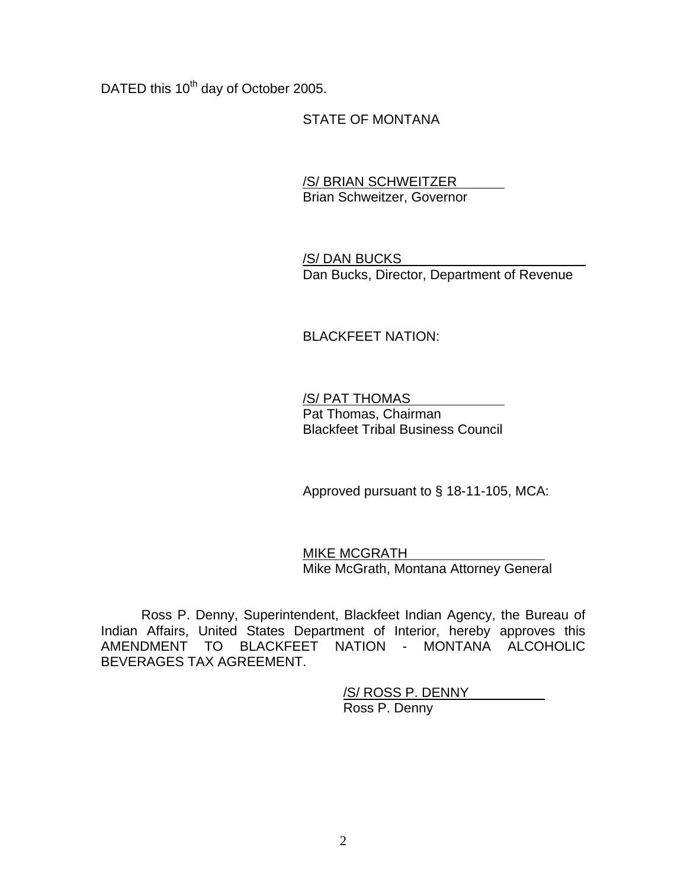DATED this 10th day of October 2005.

STATE OF MONTANA

/S/ BRIAN SCHWEITZER
Brian Schweitzer, Governor

/S/ DAN BUCKS
Dan Bucks, Director, Department of Revenue

BLACKFEET NATION:

/S/ PAT THOMAS
Pat Thomas, Chairman
Blackfeet Tribal Business Council

Approved pursuant to § 18-11-105, MCA:

MIKE MCGRATH
Mike McGrath, Montana Attorney General

Ross P. Denny, Superintendent, Blackfeet Indian Agency, the Bureau of Indian Affairs, United States Department of Interior, hereby approves this AMENDMENT TO BLACKFEET NATION - MONTANA ALCOHOLIC BEVERAGES TAX AGREEMENT.

/S/ ROSS P. DENNY
Ross P. Denny